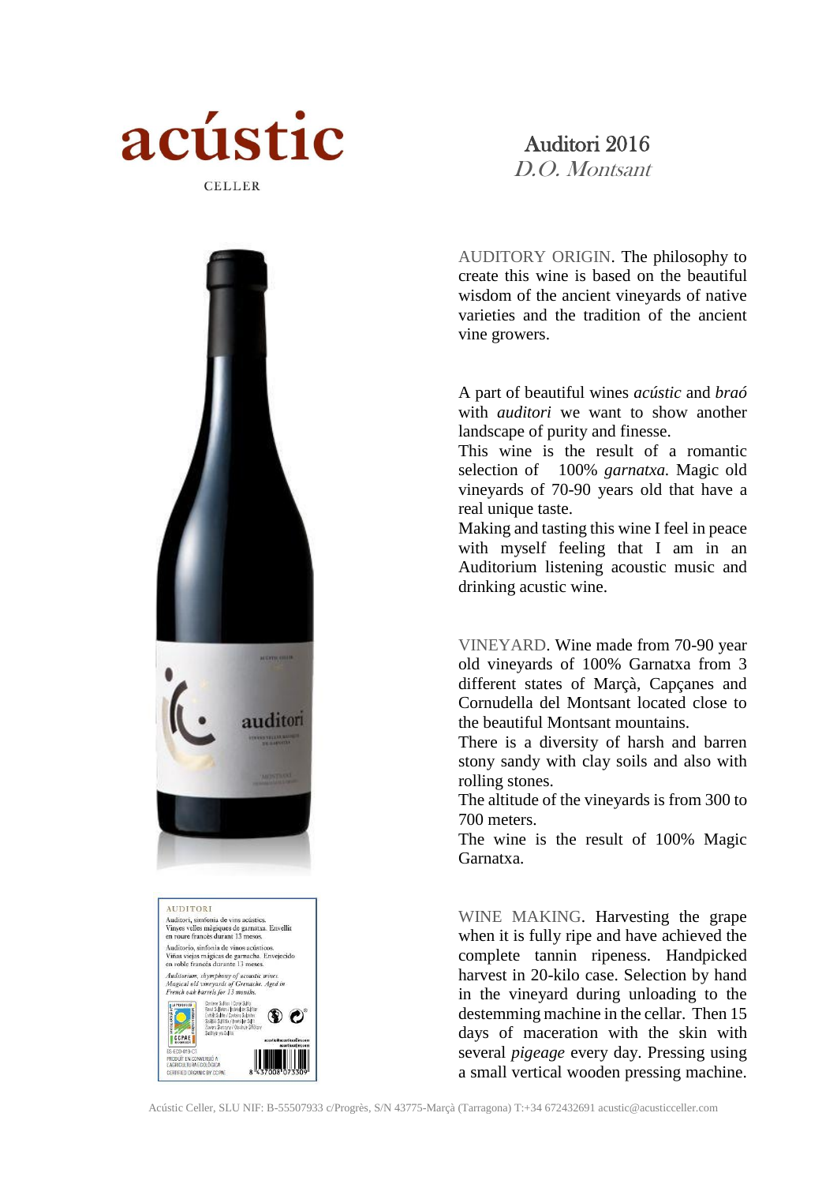# acústic

CELLER

## Auditori 2016

*D.O. Montsant*

AUDITORY ORIGIN. The philosophy to create this wine is based on the beautiful wisdom of the ancient vineyards of native varieties and the tradition of the ancient vine growers.

A part of beautiful wines *acústic* and *braó* with *auditori* we want to show another landscape of purity and finesse.
This wine is the result of a romantic selection of 100% *garnatxa.* Magic old vineyards of 70-90 years old that have a real unique taste.
Making and tasting this wine I feel in peace with myself feeling that I am in an Auditorium listening acoustic music and drinking acustic wine.

VINEYARD. Wine made from 70-90 year old vineyards of 100% Garnatxa from 3 different states of Marçà, Capçanes and Cornudella del Montsant located close to the beautiful Montsant mountains.
There is a diversity of harsh and barren stony sandy with clay soils and also with rolling stones.
The altitude of the vineyards is from 300 to 700 meters.
The wine is the result of 100% Magic Garnatxa.

WINE MAKING. Harvesting the grape when it is fully ripe and have achieved the complete tannin ripeness. Handpicked harvest in 20-kilo case. Selection by hand in the vineyard during unloading to the destemming machine in the cellar. Then 15 days of maceration with the skin with several *pigeage* every day. Pressing using a small vertical wooden pressing machine.

AUDITORI

Auditori, simfonia de vins acústics. Vinyes velles màgiques de garnatxa. Envellit en roure francès durant 13 mesos.

Auditorio, sinfonía de vinos acústicos. Viñas viejas mágicas de garnacha. Envejecido en roble francés durante 13 meses.

*Auditorium, symphony of acoustic wines. Magical old vineyards of Grenache. Aged in French oak barrels for 13 months.*

Acústic Celler, SLU NIF: B-55507933 c/Progrès, S/N 43775-Marçà (Tarragona) T:+34 672432691 acustic@acusticceller.com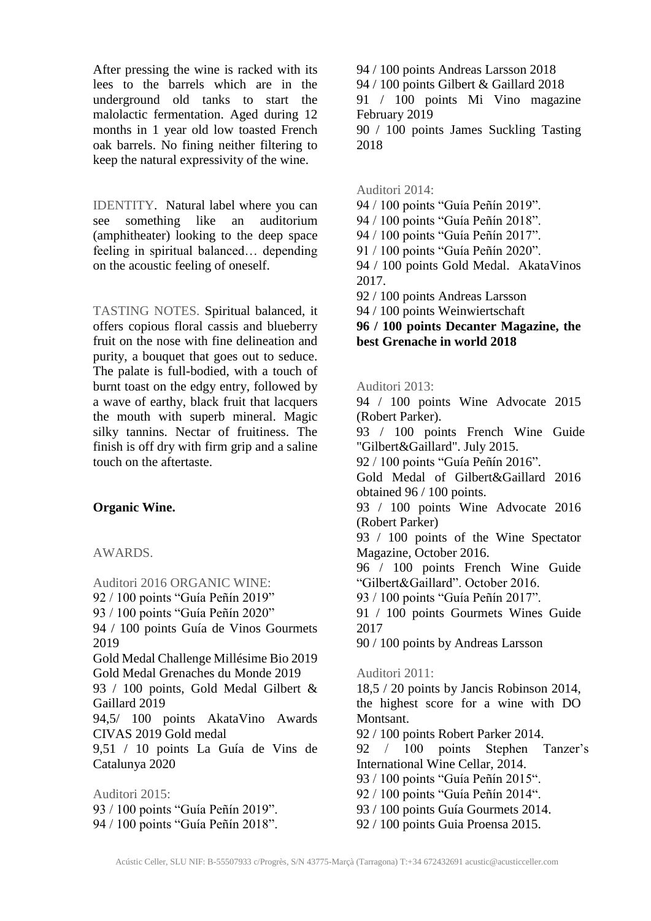After pressing the wine is racked with its lees to the barrels which are in the underground old tanks to start the malolactic fermentation. Aged during 12 months in 1 year old low toasted French oak barrels. No fining neither filtering to keep the natural expressivity of the wine.

IDENTITY. Natural label where you can see something like an auditorium (amphitheater) looking to the deep space feeling in spiritual balanced… depending on the acoustic feeling of oneself.

TASTING NOTES. Spiritual balanced, it offers copious floral cassis and blueberry fruit on the nose with fine delineation and purity, a bouquet that goes out to seduce. The palate is full-bodied, with a touch of burnt toast on the edgy entry, followed by a wave of earthy, black fruit that lacquers the mouth with superb mineral. Magic silky tannins. Nectar of fruitiness. The finish is off dry with firm grip and a saline touch on the aftertaste.

**Organic Wine.**

AWARDS.

Auditori 2016 ORGANIC WINE:

92 / 100 points “Guía Peñín 2019”
93 / 100 points “Guía Peñín 2020”
94 / 100 points Guía de Vinos Gourmets 2019
Gold Medal Challenge Millésime Bio 2019
Gold Medal Grenaches du Monde 2019
93 / 100 points, Gold Medal Gilbert & Gaillard 2019
94,5/ 100 points AkataVino Awards CIVAS 2019 Gold medal
9,51 / 10 points La Guía de Vins de Catalunya 2020

Auditori 2015:

93 / 100 points “Guía Peñín 2019”.
94 / 100 points “Guía Peñín 2018”.
94 / 100 points Andreas Larsson 2018
94 / 100 points Gilbert & Gaillard 2018
91 / 100 points Mi Vino magazine February 2019
90 / 100 points James Suckling Tasting 2018

Auditori 2014:

94 / 100 points “Guía Peñín 2019”.
94 / 100 points “Guía Peñín 2018”.
94 / 100 points “Guía Peñín 2017”.
91 / 100 points “Guía Peñín 2020”.
94 / 100 points Gold Medal. AkataVinos 2017.
92 / 100 points Andreas Larsson
94 / 100 points Weinwiertschaft
**96 / 100 points Decanter Magazine, the best Grenache in world 2018**

Auditori 2013:

94 / 100 points Wine Advocate 2015 (Robert Parker).
93 / 100 points French Wine Guide "Gilbert&Gaillard". July 2015.
92 / 100 points “Guía Peñín 2016”.
Gold Medal of Gilbert&Gaillard 2016 obtained 96 / 100 points.
93 / 100 points Wine Advocate 2016 (Robert Parker)
93 / 100 points of the Wine Spectator Magazine, October 2016.
96 / 100 points French Wine Guide “Gilbert&Gaillard”. October 2016.
93 / 100 points “Guía Peñín 2017”.
91 / 100 points Gourmets Wines Guide 2017
90 / 100 points by Andreas Larsson

Auditori 2011:

18,5 / 20 points by Jancis Robinson 2014, the highest score for a wine with DO Montsant.
92 / 100 points Robert Parker 2014.
92 / 100 points Stephen Tanzer’s International Wine Cellar, 2014.
93 / 100 points “Guía Peñín 2015“.
92 / 100 points “Guía Peñín 2014“.
93 / 100 points Guía Gourmets 2014.
92 / 100 points Guia Proensa 2015.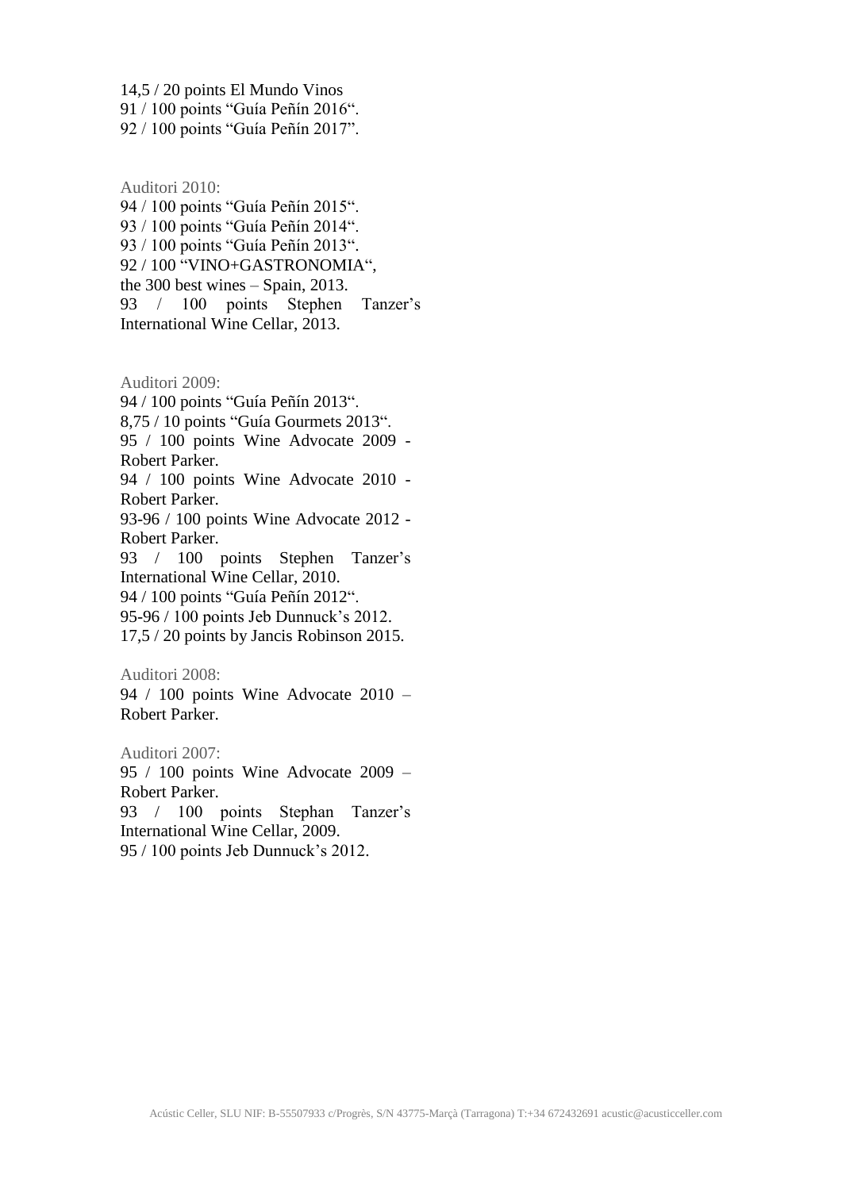14,5 / 20 points El Mundo Vinos
91 / 100 points “Guía Peñín 2016“.
92 / 100 points “Guía Peñín 2017”.

Auditori 2010:
94 / 100 points “Guía Peñín 2015“.
93 / 100 points “Guía Peñín 2014“.
93 / 100 points “Guía Peñín 2013“.
92 / 100 “VINO+GASTRONOMIA“, the 300 best wines – Spain, 2013.
93 / 100 points Stephen Tanzer’s International Wine Cellar, 2013.

Auditori 2009:
94 / 100 points “Guía Peñín 2013“.
8,75 / 10 points “Guía Gourmets 2013“.
95 / 100 points Wine Advocate 2009 - Robert Parker.
94 / 100 points Wine Advocate 2010 - Robert Parker.
93-96 / 100 points Wine Advocate 2012 - Robert Parker.
93 / 100 points Stephen Tanzer’s International Wine Cellar, 2010.
94 / 100 points “Guía Peñín 2012“.
95-96 / 100 points Jeb Dunnuck’s 2012.
17,5 / 20 points by Jancis Robinson 2015.

Auditori 2008:
94 / 100 points Wine Advocate 2010 – Robert Parker.

Auditori 2007:
95 / 100 points Wine Advocate 2009 – Robert Parker.
93 / 100 points Stephan Tanzer’s International Wine Cellar, 2009.
95 / 100 points Jeb Dunnuck’s 2012.